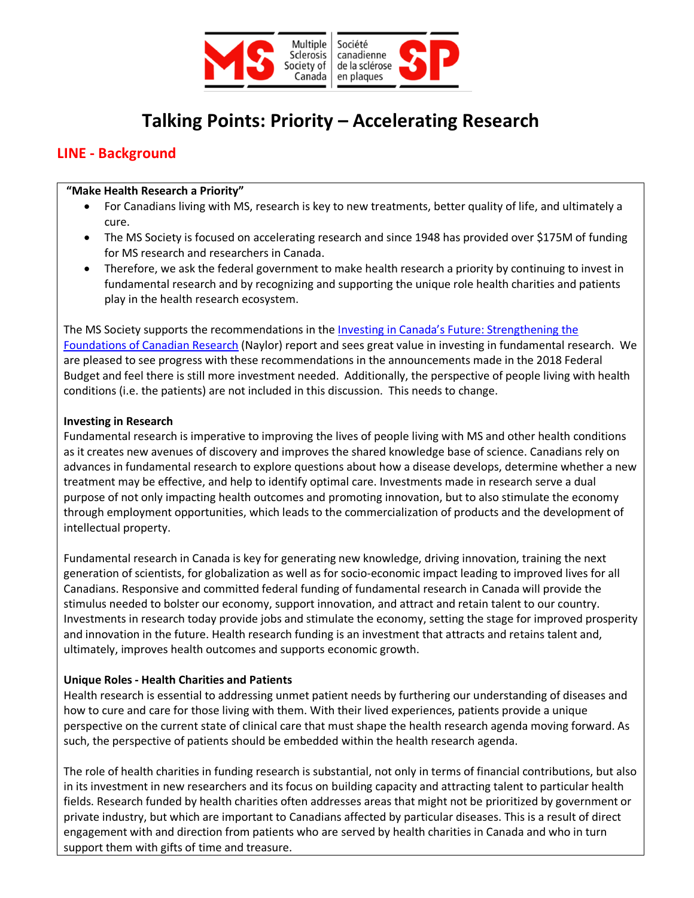Multiple Sclerosis Society of Canada | Société canadienne de la sclérose en plaques

# Talking Points: Priority – Accelerating Research

## LINE - Background

**"Make Health Research a Priority"**

- For Canadians living with MS, research is key to new treatments, better quality of life, and ultimately a cure.
- The MS Society is focused on accelerating research and since 1948 has provided over $175M of funding for MS research and researchers in Canada.
- Therefore, we ask the federal government to make health research a priority by continuing to invest in fundamental research and by recognizing and supporting the unique role health charities and patients play in the health research ecosystem.

The MS Society supports the recommendations in the Investing in Canada's Future: Strengthening the Foundations of Canadian Research (Naylor) report and sees great value in investing in fundamental research. We are pleased to see progress with these recommendations in the announcements made in the 2018 Federal Budget and feel there is still more investment needed. Additionally, the perspective of people living with health conditions (i.e. the patients) are not included in this discussion. This needs to change.

**Investing in Research**

Fundamental research is imperative to improving the lives of people living with MS and other health conditions as it creates new avenues of discovery and improves the shared knowledge base of science. Canadians rely on advances in fundamental research to explore questions about how a disease develops, determine whether a new treatment may be effective, and help to identify optimal care. Investments made in research serve a dual purpose of not only impacting health outcomes and promoting innovation, but to also stimulate the economy through employment opportunities, which leads to the commercialization of products and the development of intellectual property.

Fundamental research in Canada is key for generating new knowledge, driving innovation, training the next generation of scientists, for globalization as well as for socio-economic impact leading to improved lives for all Canadians. Responsive and committed federal funding of fundamental research in Canada will provide the stimulus needed to bolster our economy, support innovation, and attract and retain talent to our country. Investments in research today provide jobs and stimulate the economy, setting the stage for improved prosperity and innovation in the future. Health research funding is an investment that attracts and retains talent and, ultimately, improves health outcomes and supports economic growth.

**Unique Roles - Health Charities and Patients**

Health research is essential to addressing unmet patient needs by furthering our understanding of diseases and how to cure and care for those living with them. With their lived experiences, patients provide a unique perspective on the current state of clinical care that must shape the health research agenda moving forward. As such, the perspective of patients should be embedded within the health research agenda.

The role of health charities in funding research is substantial, not only in terms of financial contributions, but also in its investment in new researchers and its focus on building capacity and attracting talent to particular health fields. Research funded by health charities often addresses areas that might not be prioritized by government or private industry, but which are important to Canadians affected by particular diseases. This is a result of direct engagement with and direction from patients who are served by health charities in Canada and who in turn support them with gifts of time and treasure.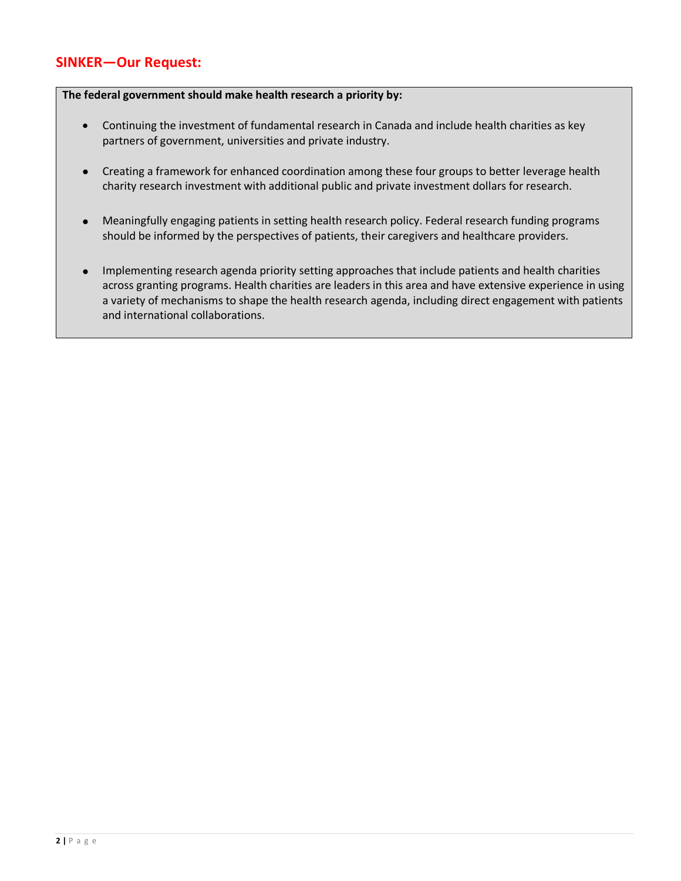## SINKER—Our Request:

**The federal government should make health research a priority by:**

- Continuing the investment of fundamental research in Canada and include health charities as key partners of government, universities and private industry.
- Creating a framework for enhanced coordination among these four groups to better leverage health charity research investment with additional public and private investment dollars for research.
- Meaningfully engaging patients in setting health research policy. Federal research funding programs should be informed by the perspectives of patients, their caregivers and healthcare providers.
- Implementing research agenda priority setting approaches that include patients and health charities across granting programs. Health charities are leaders in this area and have extensive experience in using a variety of mechanisms to shape the health research agenda, including direct engagement with patients and international collaborations.